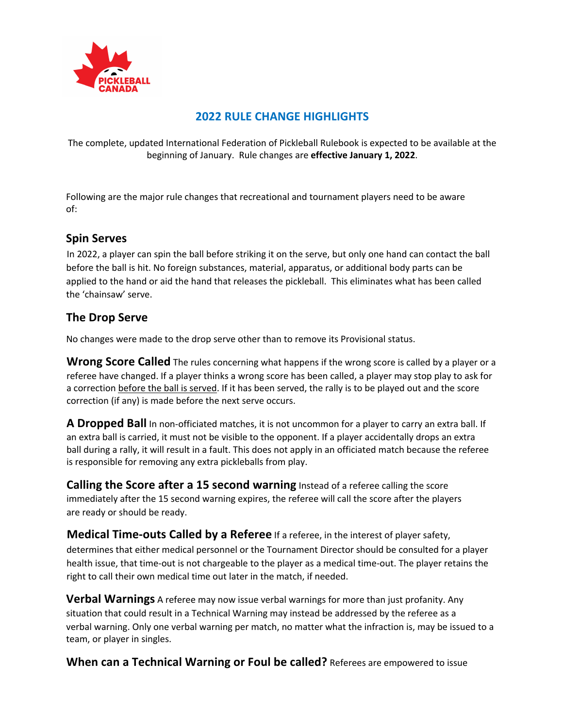# 2022 RULE CHANGE HIGHLIGHTS

The complete, updated International Federation of Pickleball Rulebook is expected to be available at the beginning of January. Rule changes are **effective January 1, 2022**.

Following are the major rule changes that recreational and tournament players need to be aware of:

## Spin Serves

In 2022, a player can spin the ball before striking it on the serve, but only one hand can contact the ball before the ball is hit. No foreign substances, material, apparatus, or additional body parts can be applied to the hand or aid the hand that releases the pickleball. This eliminates what has been called the 'chainsaw' serve.

## The Drop Serve

No changes were made to the drop serve other than to remove its Provisional status.

**Wrong Score Called** The rules concerning what happens if the wrong score is called by a player or a referee have changed. If a player thinks a wrong score has been called, a player may stop play to ask for a correction <u>before the ball is served</u>. If it has been served, the rally is to be played out and the score correction (if any) is made before the next serve occurs.

**A Dropped Ball** In non-officiated matches, it is not uncommon for a player to carry an extra ball. If an extra ball is carried, it must not be visible to the opponent. If a player accidentally drops an extra ball during a rally, it will result in a fault. This does not apply in an officiated match because the referee is responsible for removing any extra pickleballs from play.

**Calling the Score after a 15 second warning** Instead of a referee calling the score immediately after the 15 second warning expires, the referee will call the score after the players are ready or should be ready.

**Medical Time-outs Called by a Referee** If a referee, in the interest of player safety, determines that either medical personnel or the Tournament Director should be consulted for a player health issue, that time-out is not chargeable to the player as a medical time-out. The player retains the right to call their own medical time out later in the match, if needed.

**Verbal Warnings** A referee may now issue verbal warnings for more than just profanity. Any situation that could result in a Technical Warning may instead be addressed by the referee as a verbal warning. Only one verbal warning per match, no matter what the infraction is, may be issued to a team, or player in singles.

**When can a Technical Warning or Foul be called?** Referees are empowered to issue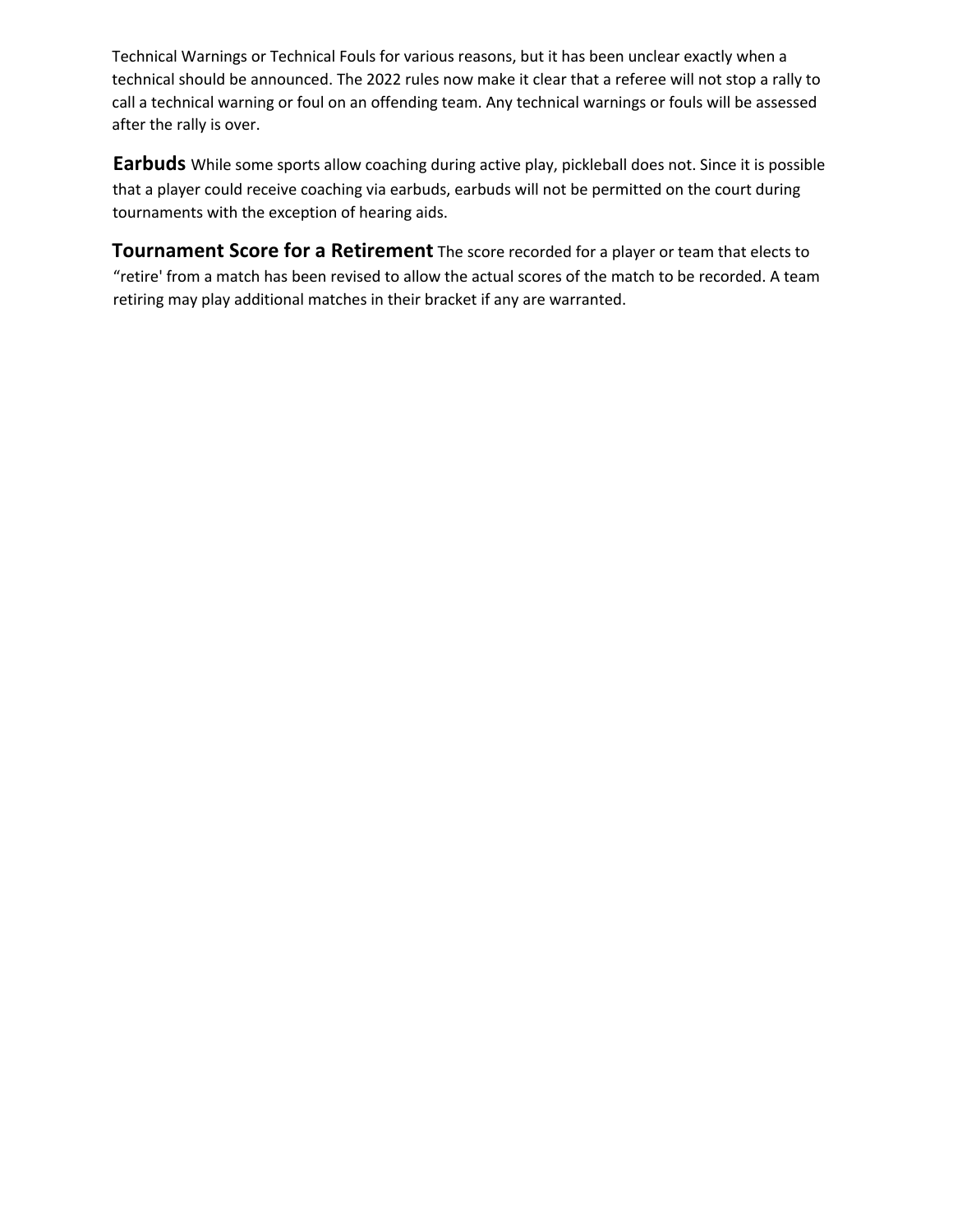Technical Warnings or Technical Fouls for various reasons, but it has been unclear exactly when a technical should be announced. The 2022 rules now make it clear that a referee will not stop a rally to call a technical warning or foul on an offending team. Any technical warnings or fouls will be assessed after the rally is over.

**Earbuds** While some sports allow coaching during active play, pickleball does not. Since it is possible that a player could receive coaching via earbuds, earbuds will not be permitted on the court during tournaments with the exception of hearing aids.

**Tournament Score for a Retirement** The score recorded for a player or team that elects to “retire' from a match has been revised to allow the actual scores of the match to be recorded. A team retiring may play additional matches in their bracket if any are warranted.